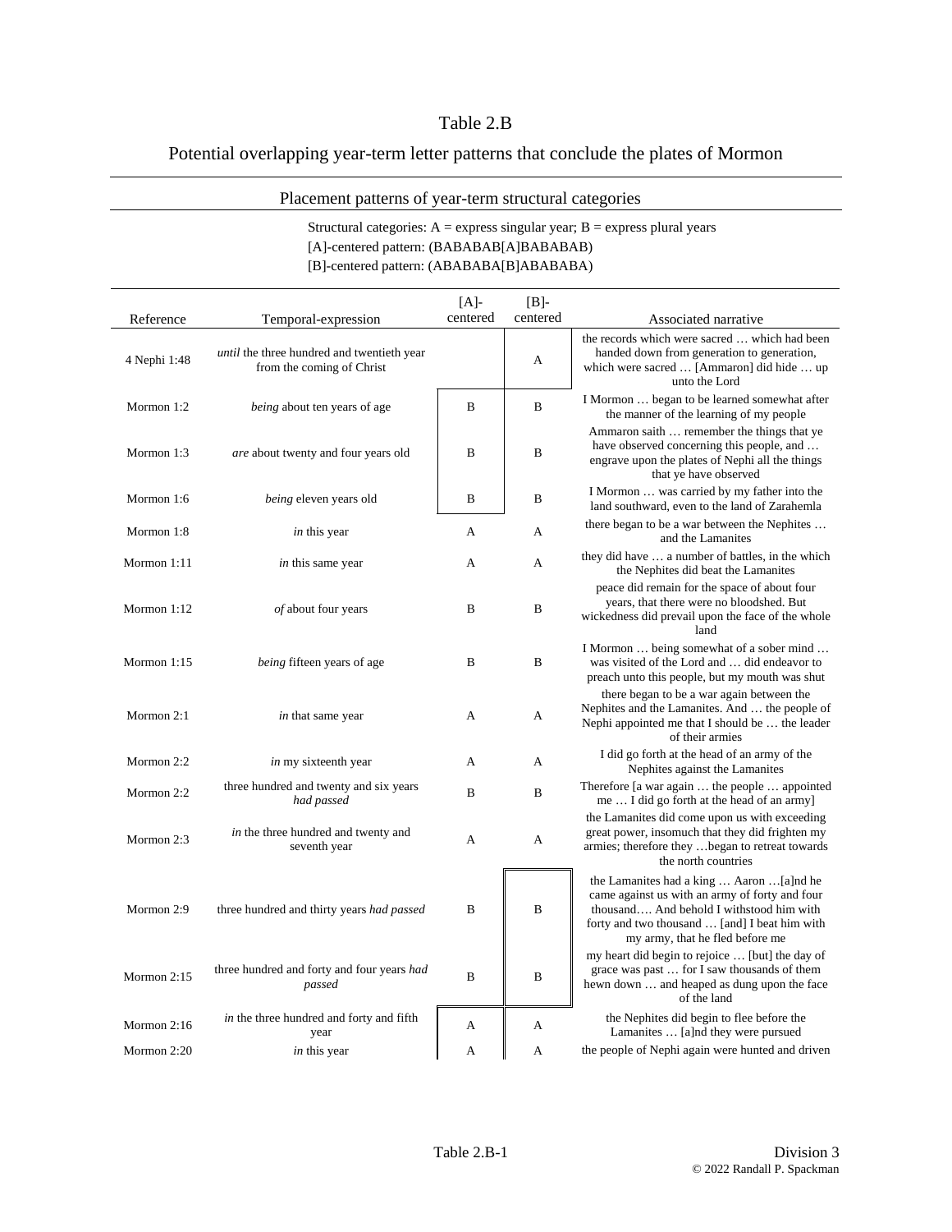# Table 2.B

## Potential overlapping year-term letter patterns that conclude the plates of Mormon

Placement patterns of year-term structural categories

Structural categories: A = express singular year; B = express plural years
[A]-centered pattern: (BABABAB[A]BABABAB)
[B]-centered pattern: (ABABABA[B]ABABABA)

| Reference | Temporal-expression | [A]-centered | [B]-centered | Associated narrative |
|---|---|---|---|---|
| 4 Nephi 1:48 | *until* the three hundred and twentieth year from the coming of Christ | | A | the records which were sacred … which had been handed down from generation to generation, which were sacred … [Ammaron] did hide … up unto the Lord |
| Mormon 1:2 | *being* about ten years of age | B | B | I Mormon … began to be learned somewhat after the manner of the learning of my people |
| Mormon 1:3 | *are* about twenty and four years old | B | B | Ammaron saith … remember the things that ye have observed concerning this people, and … engrave upon the plates of Nephi all the things that ye have observed |
| Mormon 1:6 | *being* eleven years old | B | B | I Mormon … was carried by my father into the land southward, even to the land of Zarahemla |
| Mormon 1:8 | *in* this year | A | A | there began to be a war between the Nephites … and the Lamanites |
| Mormon 1:11 | *in* this same year | A | A | they did have … a number of battles, in the which the Nephites did beat the Lamanites |
| Mormon 1:12 | *of* about four years | B | B | peace did remain for the space of about four years, that there were no bloodshed. But wickedness did prevail upon the face of the whole land |
| Mormon 1:15 | *being* fifteen years of age | B | B | I Mormon … being somewhat of a sober mind … was visited of the Lord and … did endeavor to preach unto this people, but my mouth was shut |
| Mormon 2:1 | *in* that same year | A | A | there began to be a war again between the Nephites and the Lamanites. And … the people of Nephi appointed me that I should be … the leader of their armies |
| Mormon 2:2 | *in* my sixteenth year | A | A | I did go forth at the head of an army of the Nephites against the Lamanites |
| Mormon 2:2 | three hundred and twenty and six years *had passed* | B | B | Therefore [a war again … the people … appointed me … I did go forth at the head of an army] |
| Mormon 2:3 | *in* the three hundred and twenty and seventh year | A | A | the Lamanites did come upon us with exceeding great power, insomuch that they did frighten my armies; therefore they …began to retreat towards the north countries |
| Mormon 2:9 | three hundred and thirty years *had passed* | B | B | the Lamanites had a king … Aaron …[a]nd he came against us with an army of forty and four thousand…. And behold I withstood him with forty and two thousand … [and] I beat him with my army, that he fled before me |
| Mormon 2:15 | three hundred and forty and four years *had passed* | B | B | my heart did begin to rejoice … [but] the day of grace was past … for I saw thousands of them hewn down … and heaped as dung upon the face of the land |
| Mormon 2:16 | *in* the three hundred and forty and fifth year | A | A | the Nephites did begin to flee before the Lamanites … [a]nd they were pursued |
| Mormon 2:20 | *in* this year | A | A | the people of Nephi again were hunted and driven |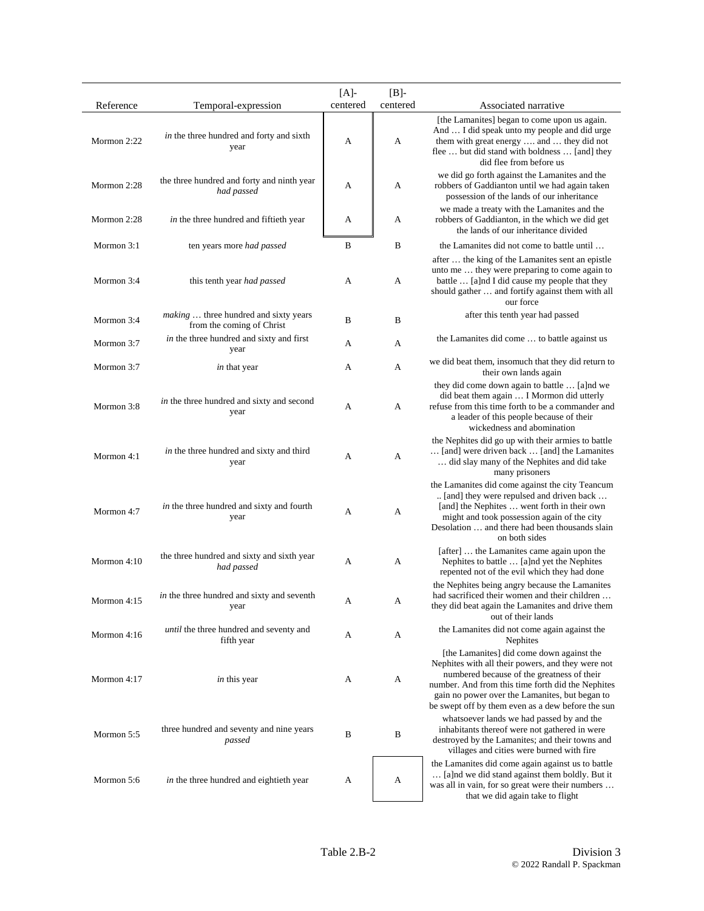| Reference | Temporal-expression | [A]-centered | [B]-centered | Associated narrative |
|---|---|---|---|---|
| Mormon 2:22 | *in* the three hundred and forty and sixth year | A | A | [the Lamanites] began to come upon us again. And … I did speak unto my people and did urge them with great energy …. and … they did not flee … but did stand with boldness … [and] they did flee from before us |
| Mormon 2:28 | the three hundred and forty and ninth year *had passed* | A | A | we did go forth against the Lamanites and the robbers of Gaddianton until we had again taken possession of the lands of our inheritance |
| Mormon 2:28 | *in* the three hundred and fiftieth year | A | A | we made a treaty with the Lamanites and the robbers of Gaddianton, in the which we did get the lands of our inheritance divided |
| Mormon 3:1 | ten years more *had passed* | B | B | the Lamanites did not come to battle until … |
| Mormon 3:4 | this tenth year *had passed* | A | A | after … the king of the Lamanites sent an epistle unto me … they were preparing to come again to battle … [a]nd I did cause my people that they should gather … and fortify against them with all our force |
| Mormon 3:4 | *making* … three hundred and sixty years from the coming of Christ | B | B | after this tenth year had passed |
| Mormon 3:7 | *in* the three hundred and sixty and first year | A | A | the Lamanites did come … to battle against us |
| Mormon 3:7 | *in* that year | A | A | we did beat them, insomuch that they did return to their own lands again |
| Mormon 3:8 | *in* the three hundred and sixty and second year | A | A | they did come down again to battle … [a]nd we did beat them again … I Mormon did utterly refuse from this time forth to be a commander and a leader of this people because of their wickedness and abomination |
| Mormon 4:1 | *in* the three hundred and sixty and third year | A | A | the Nephites did go up with their armies to battle … [and] were driven back … [and] the Lamanites … did slay many of the Nephites and did take many prisoners |
| Mormon 4:7 | *in* the three hundred and sixty and fourth year | A | A | the Lamanites did come against the city Teancum .. [and] they were repulsed and driven back … [and] the Nephites … went forth in their own might and took possession again of the city Desolation … and there had been thousands slain on both sides |
| Mormon 4:10 | the three hundred and sixty and sixth year *had passed* | A | A | [after] … the Lamanites came again upon the Nephites to battle … [a]nd yet the Nephites repented not of the evil which they had done |
| Mormon 4:15 | *in* the three hundred and sixty and seventh year | A | A | the Nephites being angry because the Lamanites had sacrificed their women and their children … they did beat again the Lamanites and drive them out of their lands |
| Mormon 4:16 | *until* the three hundred and seventy and fifth year | A | A | the Lamanites did not come again against the Nephites |
| Mormon 4:17 | *in* this year | A | A | [the Lamanites] did come down against the Nephites with all their powers, and they were not numbered because of the greatness of their number. And from this time forth did the Nephites gain no power over the Lamanites, but began to be swept off by them even as a dew before the sun |
| Mormon 5:5 | three hundred and seventy and nine years *passed* | B | B | whatsoever lands we had passed by and the inhabitants thereof were not gathered in were destroyed by the Lamanites; and their towns and villages and cities were burned with fire |
| Mormon 5:6 | *in* the three hundred and eightieth year | A | A | the Lamanites did come again against us to battle … [a]nd we did stand against them boldly. But it was all in vain, for so great were their numbers … that we did again take to flight |

Table 2.B-2 Division 3

© 2022 Randall P. Spackman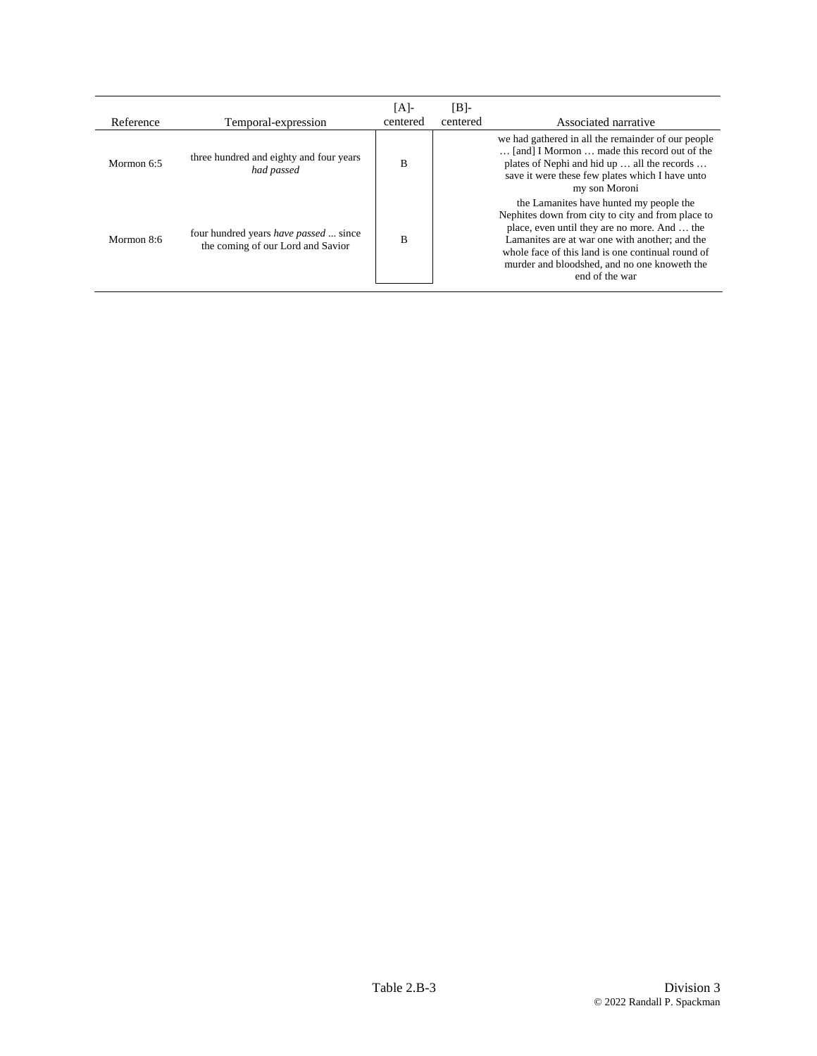| Reference | Temporal-expression | [A]-centered | [B]-centered | Associated narrative |
|---|---|---|---|---|
| Mormon 6:5 | three hundred and eighty and four years *had passed* | B | | we had gathered in all the remainder of our people … [and] I Mormon … made this record out of the plates of Nephi and hid up … all the records … save it were these few plates which I have unto my son Moroni |
| Mormon 8:6 | four hundred years *have passed* ... since the coming of our Lord and Savior | B | | the Lamanites have hunted my people the Nephites down from city to city and from place to place, even until they are no more. And … the Lamanites are at war one with another; and the whole face of this land is one continual round of murder and bloodshed, and no one knoweth the end of the war |

Table 2.B-3

Division 3

© 2022 Randall P. Spackman